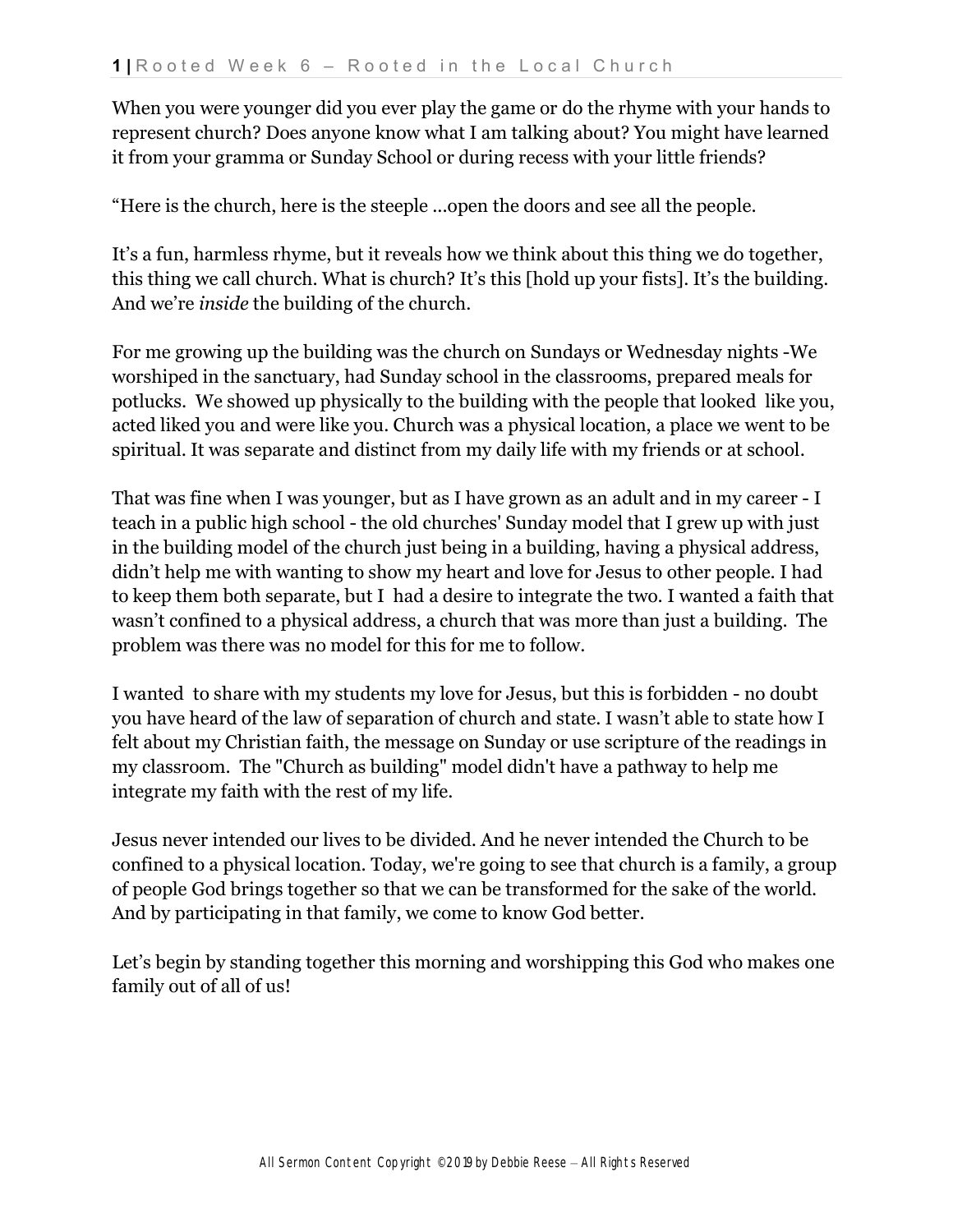When you were younger did you ever play the game or do the rhyme with your hands to represent church? Does anyone know what I am talking about? You might have learned it from your gramma or Sunday School or during recess with your little friends?

"Here is the church, here is the steeple …open the doors and see all the people.

It's a fun, harmless rhyme, but it reveals how we think about this thing we do together, this thing we call church. What is church? It's this [hold up your fists]. It's the building. And we're *inside* the building of the church.

For me growing up the building was the church on Sundays or Wednesday nights -We worshiped in the sanctuary, had Sunday school in the classrooms, prepared meals for potlucks. We showed up physically to the building with the people that looked like you, acted liked you and were like you. Church was a physical location, a place we went to be spiritual. It was separate and distinct from my daily life with my friends or at school.

That was fine when I was younger, but as I have grown as an adult and in my career - I teach in a public high school - the old churches' Sunday model that I grew up with just in the building model of the church just being in a building, having a physical address, didn't help me with wanting to show my heart and love for Jesus to other people. I had to keep them both separate, but I had a desire to integrate the two. I wanted a faith that wasn't confined to a physical address, a church that was more than just a building. The problem was there was no model for this for me to follow.

I wanted to share with my students my love for Jesus, but this is forbidden - no doubt you have heard of the law of separation of church and state. I wasn't able to state how I felt about my Christian faith, the message on Sunday or use scripture of the readings in my classroom. The "Church as building" model didn't have a pathway to help me integrate my faith with the rest of my life.

Jesus never intended our lives to be divided. And he never intended the Church to be confined to a physical location. Today, we're going to see that church is a family, a group of people God brings together so that we can be transformed for the sake of the world. And by participating in that family, we come to know God better.

Let's begin by standing together this morning and worshipping this God who makes one family out of all of us!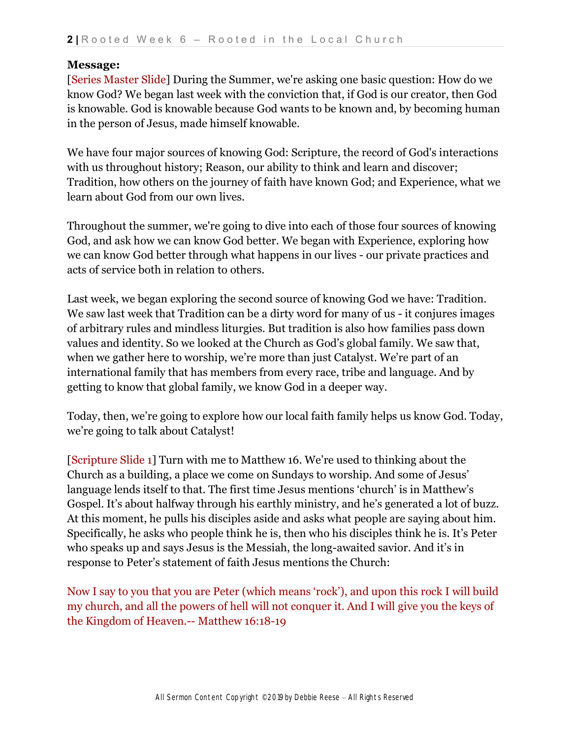**Message:**

[Series Master Slide] During the Summer, we're asking one basic question: How do we know God? We began last week with the conviction that, if God is our creator, then God is knowable. God is knowable because God wants to be known and, by becoming human in the person of Jesus, made himself knowable.

We have four major sources of knowing God: Scripture, the record of God's interactions with us throughout history; Reason, our ability to think and learn and discover; Tradition, how others on the journey of faith have known God; and Experience, what we learn about God from our own lives.

Throughout the summer, we're going to dive into each of those four sources of knowing God, and ask how we can know God better. We began with Experience, exploring how we can know God better through what happens in our lives - our private practices and acts of service both in relation to others.

Last week, we began exploring the second source of knowing God we have: Tradition. We saw last week that Tradition can be a dirty word for many of us - it conjures images of arbitrary rules and mindless liturgies. But tradition is also how families pass down values and identity. So we looked at the Church as God's global family. We saw that, when we gather here to worship, we're more than just Catalyst. We're part of an international family that has members from every race, tribe and language. And by getting to know that global family, we know God in a deeper way.

Today, then, we're going to explore how our local faith family helps us know God. Today, we're going to talk about Catalyst!

[Scripture Slide 1] Turn with me to Matthew 16. We're used to thinking about the Church as a building, a place we come on Sundays to worship. And some of Jesus' language lends itself to that. The first time Jesus mentions 'church' is in Matthew's Gospel. It's about halfway through his earthly ministry, and he's generated a lot of buzz. At this moment, he pulls his disciples aside and asks what people are saying about him. Specifically, he asks who people think he is, then who his disciples think he is. It's Peter who speaks up and says Jesus is the Messiah, the long-awaited savior. And it's in response to Peter's statement of faith Jesus mentions the Church:

Now I say to you that you are Peter (which means 'rock'), and upon this rock I will build my church, and all the powers of hell will not conquer it. And I will give you the keys of the Kingdom of Heaven.-- Matthew 16:18-19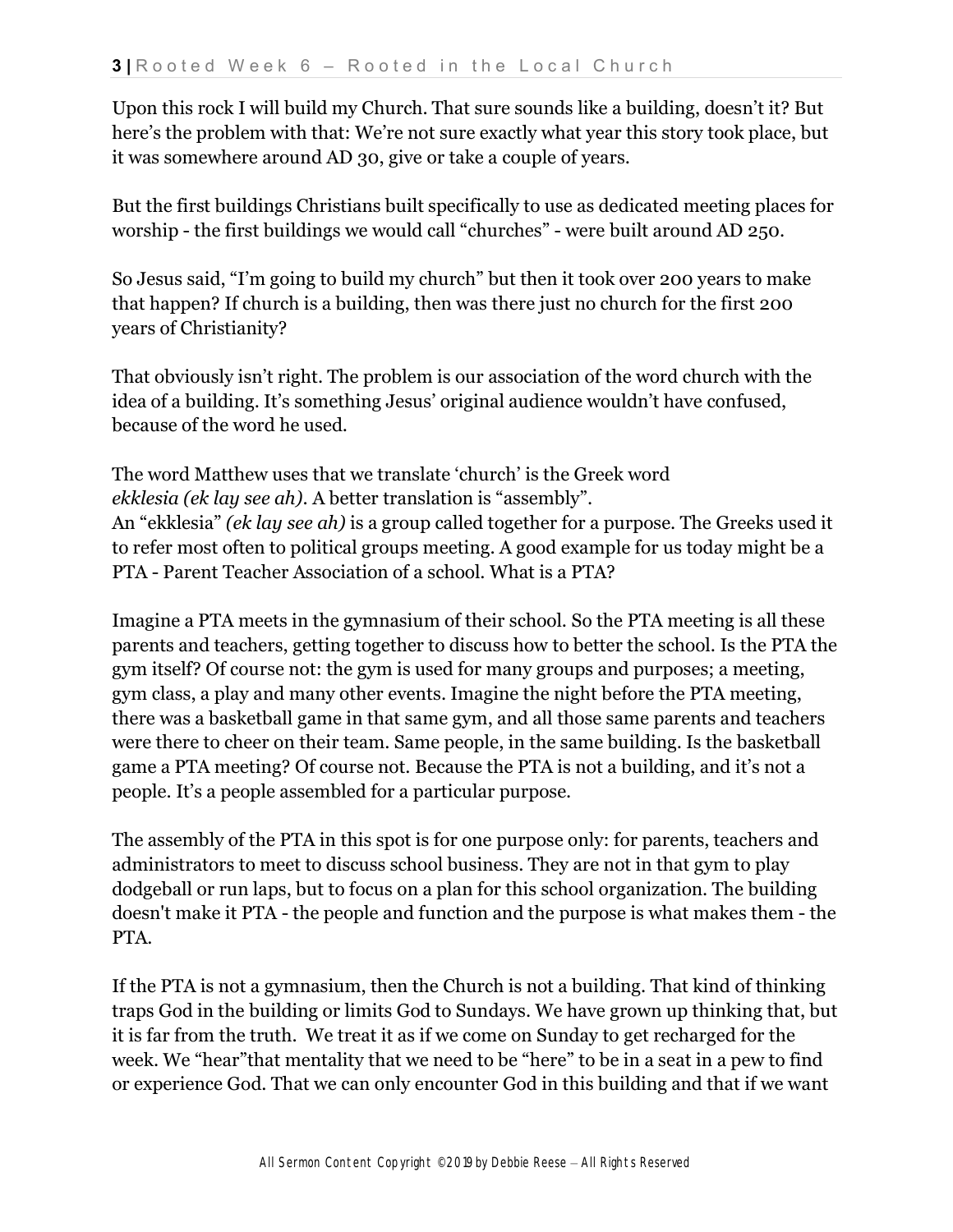Upon this rock I will build my Church. That sure sounds like a building, doesn't it? But here's the problem with that: We're not sure exactly what year this story took place, but it was somewhere around AD 30, give or take a couple of years.

But the first buildings Christians built specifically to use as dedicated meeting places for worship - the first buildings we would call "churches" - were built around AD 250.

So Jesus said, "I'm going to build my church" but then it took over 200 years to make that happen? If church is a building, then was there just no church for the first 200 years of Christianity?

That obviously isn't right. The problem is our association of the word church with the idea of a building. It's something Jesus' original audience wouldn't have confused, because of the word he used.

The word Matthew uses that we translate 'church' is the Greek word *ekklesia (ek lay see ah)*. A better translation is "assembly".
An "ekklesia" *(ek lay see ah)* is a group called together for a purpose. The Greeks used it to refer most often to political groups meeting. A good example for us today might be a PTA - Parent Teacher Association of a school. What is a PTA?

Imagine a PTA meets in the gymnasium of their school. So the PTA meeting is all these parents and teachers, getting together to discuss how to better the school. Is the PTA the gym itself? Of course not: the gym is used for many groups and purposes; a meeting, gym class, a play and many other events. Imagine the night before the PTA meeting, there was a basketball game in that same gym, and all those same parents and teachers were there to cheer on their team. Same people, in the same building. Is the basketball game a PTA meeting? Of course not. Because the PTA is not a building, and it's not a people. It's a people assembled for a particular purpose.

The assembly of the PTA in this spot is for one purpose only: for parents, teachers and administrators to meet to discuss school business. They are not in that gym to play dodgeball or run laps, but to focus on a plan for this school organization. The building doesn't make it PTA - the people and function and the purpose is what makes them - the PTA.

If the PTA is not a gymnasium, then the Church is not a building. That kind of thinking traps God in the building or limits God to Sundays. We have grown up thinking that, but it is far from the truth. We treat it as if we come on Sunday to get recharged for the week. We "hear"that mentality that we need to be "here" to be in a seat in a pew to find or experience God. That we can only encounter God in this building and that if we want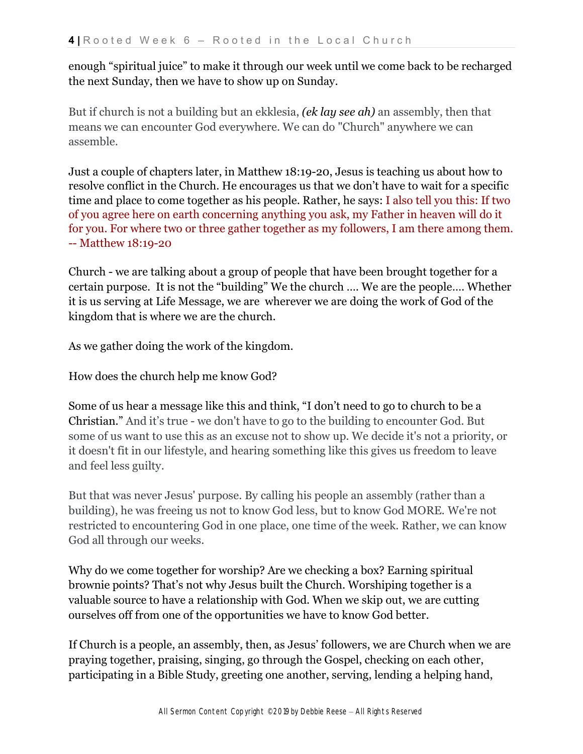enough "spiritual juice" to make it through our week until we come back to be recharged the next Sunday, then we have to show up on Sunday.

But if church is not a building but an ekklesia, ***(ek lay see ah)*** an assembly, then that means we can encounter God everywhere. We can do "Church" anywhere we can assemble.

Just a couple of chapters later, in Matthew 18:19-20, Jesus is teaching us about how to resolve conflict in the Church. He encourages us that we don't have to wait for a specific time and place to come together as his people. Rather, he says: I also tell you this: If two of you agree here on earth concerning anything you ask, my Father in heaven will do it for you. For where two or three gather together as my followers, I am there among them. -- Matthew 18:19-20

Church - we are talking about a group of people that have been brought together for a certain purpose. It is not the "building" We the church …. We are the people…. Whether it is us serving at Life Message, we are wherever we are doing the work of God of the kingdom that is where we are the church.

As we gather doing the work of the kingdom.

How does the church help me know God?

Some of us hear a message like this and think, "I don't need to go to church to be a Christian." And it's true - we don't have to go to the building to encounter God. But some of us want to use this as an excuse not to show up. We decide it's not a priority, or it doesn't fit in our lifestyle, and hearing something like this gives us freedom to leave and feel less guilty.

But that was never Jesus' purpose. By calling his people an assembly (rather than a building), he was freeing us not to know God less, but to know God MORE. We're not restricted to encountering God in one place, one time of the week. Rather, we can know God all through our weeks.

Why do we come together for worship? Are we checking a box? Earning spiritual brownie points? That's not why Jesus built the Church. Worshiping together is a valuable source to have a relationship with God. When we skip out, we are cutting ourselves off from one of the opportunities we have to know God better.

If Church is a people, an assembly, then, as Jesus' followers, we are Church when we are praying together, praising, singing, go through the Gospel, checking on each other, participating in a Bible Study, greeting one another, serving, lending a helping hand,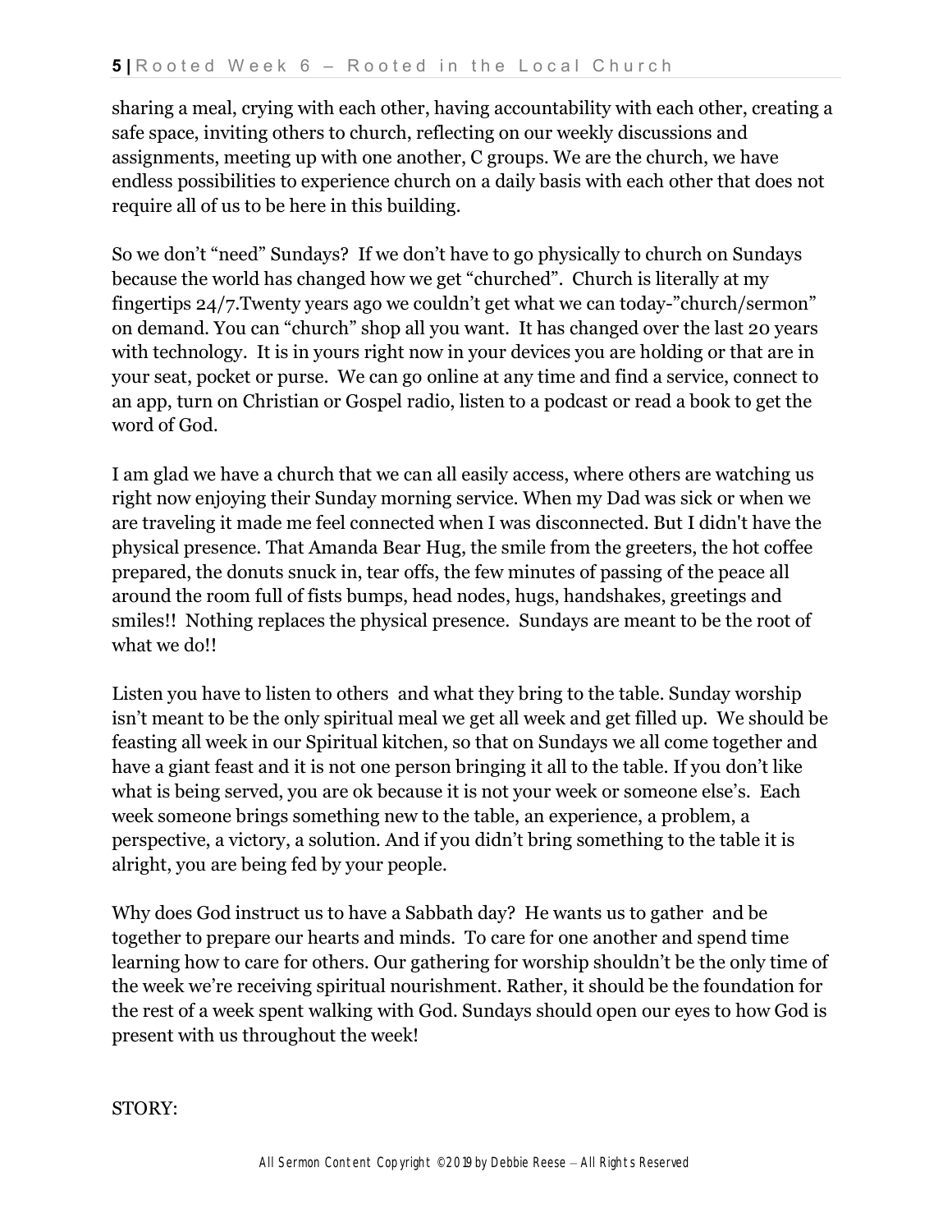sharing a meal, crying with each other, having accountability with each other, creating a safe space, inviting others to church, reflecting on our weekly discussions and assignments, meeting up with one another, C groups. We are the church, we have endless possibilities to experience church on a daily basis with each other that does not require all of us to be here in this building.

So we don't "need" Sundays? If we don't have to go physically to church on Sundays because the world has changed how we get "churched". Church is literally at my fingertips 24/7.Twenty years ago we couldn't get what we can today-"church/sermon" on demand. You can "church" shop all you want. It has changed over the last 20 years with technology. It is in yours right now in your devices you are holding or that are in your seat, pocket or purse. We can go online at any time and find a service, connect to an app, turn on Christian or Gospel radio, listen to a podcast or read a book to get the word of God.

I am glad we have a church that we can all easily access, where others are watching us right now enjoying their Sunday morning service. When my Dad was sick or when we are traveling it made me feel connected when I was disconnected. But I didn't have the physical presence. That Amanda Bear Hug, the smile from the greeters, the hot coffee prepared, the donuts snuck in, tear offs, the few minutes of passing of the peace all around the room full of fists bumps, head nodes, hugs, handshakes, greetings and smiles!! Nothing replaces the physical presence. Sundays are meant to be the root of what we do!!

Listen you have to listen to others and what they bring to the table. Sunday worship isn't meant to be the only spiritual meal we get all week and get filled up. We should be feasting all week in our Spiritual kitchen, so that on Sundays we all come together and have a giant feast and it is not one person bringing it all to the table. If you don't like what is being served, you are ok because it is not your week or someone else's. Each week someone brings something new to the table, an experience, a problem, a perspective, a victory, a solution. And if you didn't bring something to the table it is alright, you are being fed by your people.

Why does God instruct us to have a Sabbath day? He wants us to gather and be together to prepare our hearts and minds. To care for one another and spend time learning how to care for others. Our gathering for worship shouldn't be the only time of the week we're receiving spiritual nourishment. Rather, it should be the foundation for the rest of a week spent walking with God. Sundays should open our eyes to how God is present with us throughout the week!

STORY: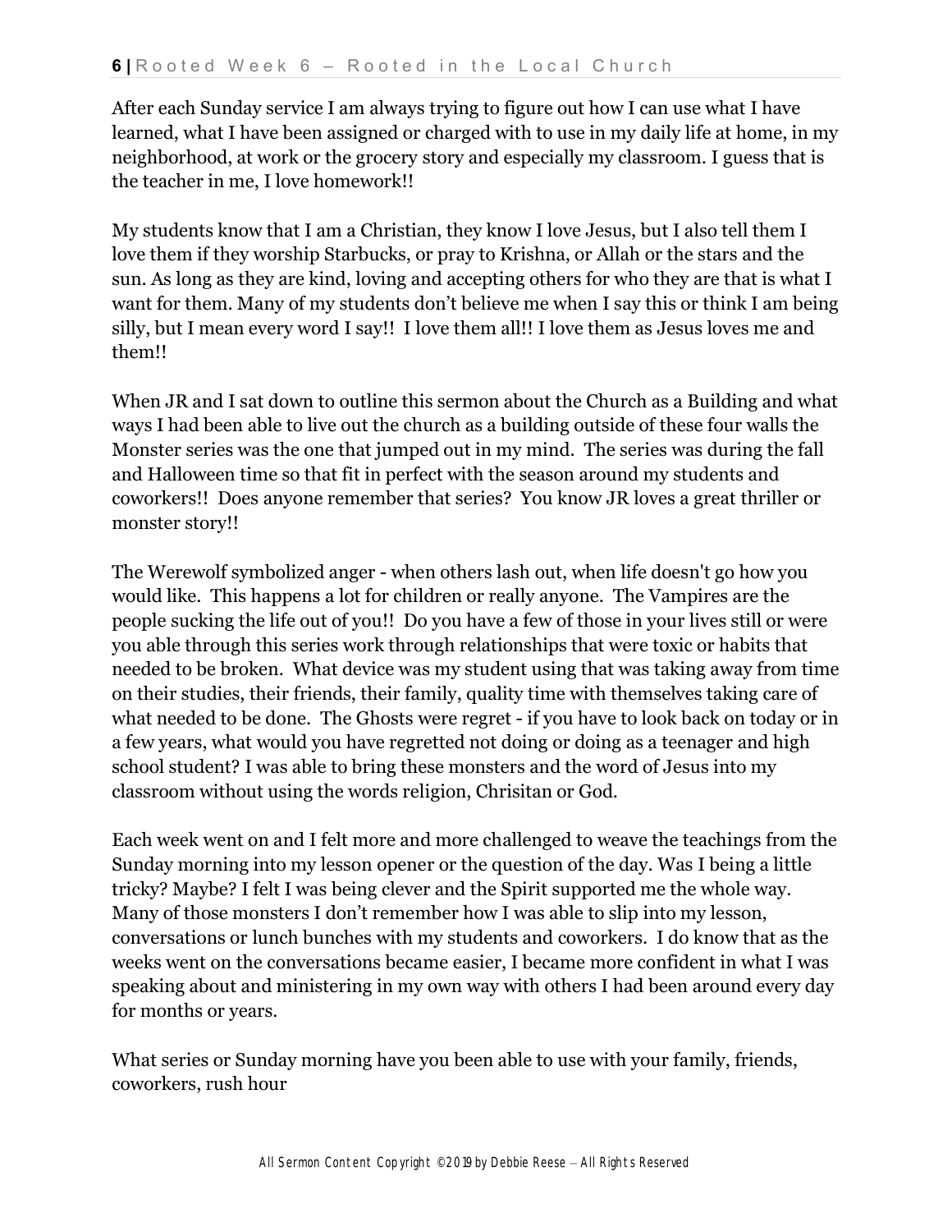After each Sunday service I am always trying to figure out how I can use what I have learned, what I have been assigned or charged with to use in my daily life at home, in my neighborhood, at work or the grocery story and especially my classroom. I guess that is the teacher in me, I love homework!!

My students know that I am a Christian, they know I love Jesus, but I also tell them I love them if they worship Starbucks, or pray to Krishna, or Allah or the stars and the sun. As long as they are kind, loving and accepting others for who they are that is what I want for them. Many of my students don't believe me when I say this or think I am being silly, but I mean every word I say!! I love them all!! I love them as Jesus loves me and them!!

When JR and I sat down to outline this sermon about the Church as a Building and what ways I had been able to live out the church as a building outside of these four walls the Monster series was the one that jumped out in my mind. The series was during the fall and Halloween time so that fit in perfect with the season around my students and coworkers!! Does anyone remember that series? You know JR loves a great thriller or monster story!!

The Werewolf symbolized anger - when others lash out, when life doesn't go how you would like. This happens a lot for children or really anyone. The Vampires are the people sucking the life out of you!! Do you have a few of those in your lives still or were you able through this series work through relationships that were toxic or habits that needed to be broken. What device was my student using that was taking away from time on their studies, their friends, their family, quality time with themselves taking care of what needed to be done. The Ghosts were regret - if you have to look back on today or in a few years, what would you have regretted not doing or doing as a teenager and high school student? I was able to bring these monsters and the word of Jesus into my classroom without using the words religion, Chrisitan or God.

Each week went on and I felt more and more challenged to weave the teachings from the Sunday morning into my lesson opener or the question of the day. Was I being a little tricky? Maybe? I felt I was being clever and the Spirit supported me the whole way. Many of those monsters I don't remember how I was able to slip into my lesson, conversations or lunch bunches with my students and coworkers. I do know that as the weeks went on the conversations became easier, I became more confident in what I was speaking about and ministering in my own way with others I had been around every day for months or years.

What series or Sunday morning have you been able to use with your family, friends, coworkers, rush hour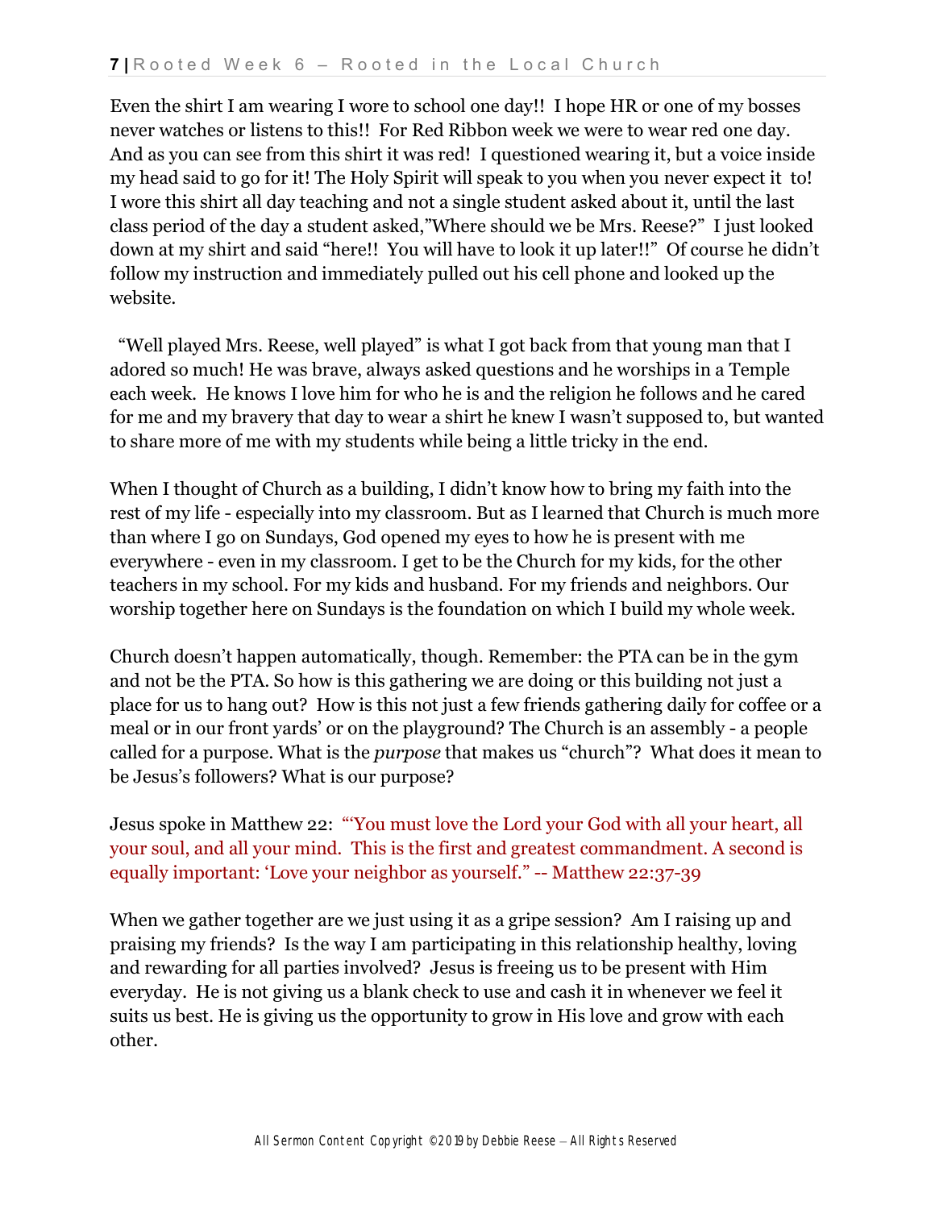Even the shirt I am wearing I wore to school one day!! I hope HR or one of my bosses never watches or listens to this!! For Red Ribbon week we were to wear red one day. And as you can see from this shirt it was red! I questioned wearing it, but a voice inside my head said to go for it! The Holy Spirit will speak to you when you never expect it to! I wore this shirt all day teaching and not a single student asked about it, until the last class period of the day a student asked,"Where should we be Mrs. Reese?" I just looked down at my shirt and said "here!! You will have to look it up later!!" Of course he didn't follow my instruction and immediately pulled out his cell phone and looked up the website.

"Well played Mrs. Reese, well played" is what I got back from that young man that I adored so much! He was brave, always asked questions and he worships in a Temple each week. He knows I love him for who he is and the religion he follows and he cared for me and my bravery that day to wear a shirt he knew I wasn't supposed to, but wanted to share more of me with my students while being a little tricky in the end.

When I thought of Church as a building, I didn't know how to bring my faith into the rest of my life - especially into my classroom. But as I learned that Church is much more than where I go on Sundays, God opened my eyes to how he is present with me everywhere - even in my classroom. I get to be the Church for my kids, for the other teachers in my school. For my kids and husband. For my friends and neighbors. Our worship together here on Sundays is the foundation on which I build my whole week.

Church doesn't happen automatically, though. Remember: the PTA can be in the gym and not be the PTA. So how is this gathering we are doing or this building not just a place for us to hang out? How is this not just a few friends gathering daily for coffee or a meal or in our front yards' or on the playground? The Church is an assembly - a people called for a purpose. What is the *purpose* that makes us "church"? What does it mean to be Jesus's followers? What is our purpose?

Jesus spoke in Matthew 22: "'You must love the Lord your God with all your heart, all your soul, and all your mind. This is the first and greatest commandment. A second is equally important: 'Love your neighbor as yourself." -- Matthew 22:37-39

When we gather together are we just using it as a gripe session? Am I raising up and praising my friends? Is the way I am participating in this relationship healthy, loving and rewarding for all parties involved? Jesus is freeing us to be present with Him everyday. He is not giving us a blank check to use and cash it in whenever we feel it suits us best. He is giving us the opportunity to grow in His love and grow with each other.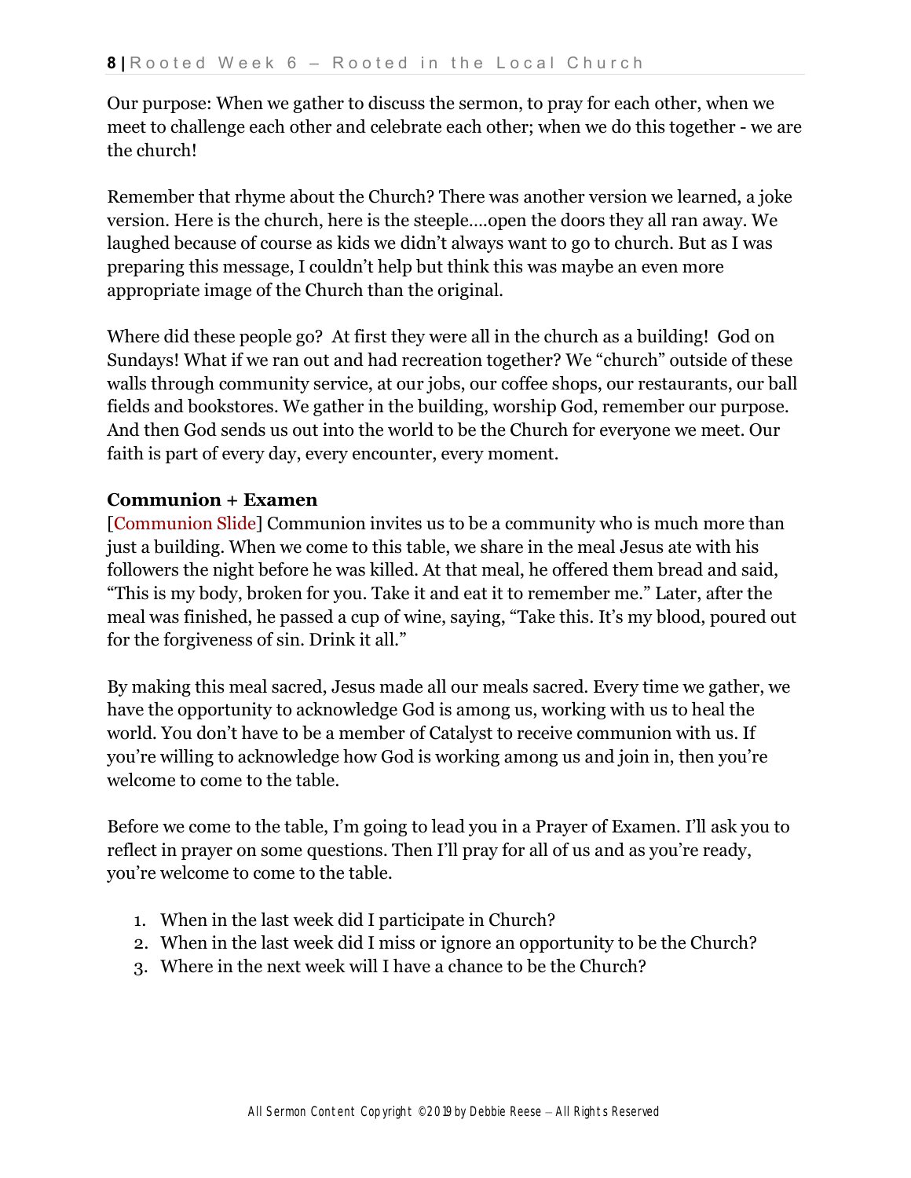Our purpose: When we gather to discuss the sermon, to pray for each other, when we meet to challenge each other and celebrate each other; when we do this together - we are the church!

Remember that rhyme about the Church? There was another version we learned, a joke version. Here is the church, here is the steeple….open the doors they all ran away. We laughed because of course as kids we didn't always want to go to church. But as I was preparing this message, I couldn't help but think this was maybe an even more appropriate image of the Church than the original.

Where did these people go? At first they were all in the church as a building! God on Sundays! What if we ran out and had recreation together? We "church" outside of these walls through community service, at our jobs, our coffee shops, our restaurants, our ball fields and bookstores. We gather in the building, worship God, remember our purpose. And then God sends us out into the world to be the Church for everyone we meet. Our faith is part of every day, every encounter, every moment.

**Communion + Examen**

[Communion Slide] Communion invites us to be a community who is much more than just a building. When we come to this table, we share in the meal Jesus ate with his followers the night before he was killed. At that meal, he offered them bread and said, "This is my body, broken for you. Take it and eat it to remember me." Later, after the meal was finished, he passed a cup of wine, saying, "Take this. It's my blood, poured out for the forgiveness of sin. Drink it all."

By making this meal sacred, Jesus made all our meals sacred. Every time we gather, we have the opportunity to acknowledge God is among us, working with us to heal the world. You don't have to be a member of Catalyst to receive communion with us. If you're willing to acknowledge how God is working among us and join in, then you're welcome to come to the table.

Before we come to the table, I'm going to lead you in a Prayer of Examen. I'll ask you to reflect in prayer on some questions. Then I'll pray for all of us and as you're ready, you're welcome to come to the table.

1. When in the last week did I participate in Church?
2. When in the last week did I miss or ignore an opportunity to be the Church?
3. Where in the next week will I have a chance to be the Church?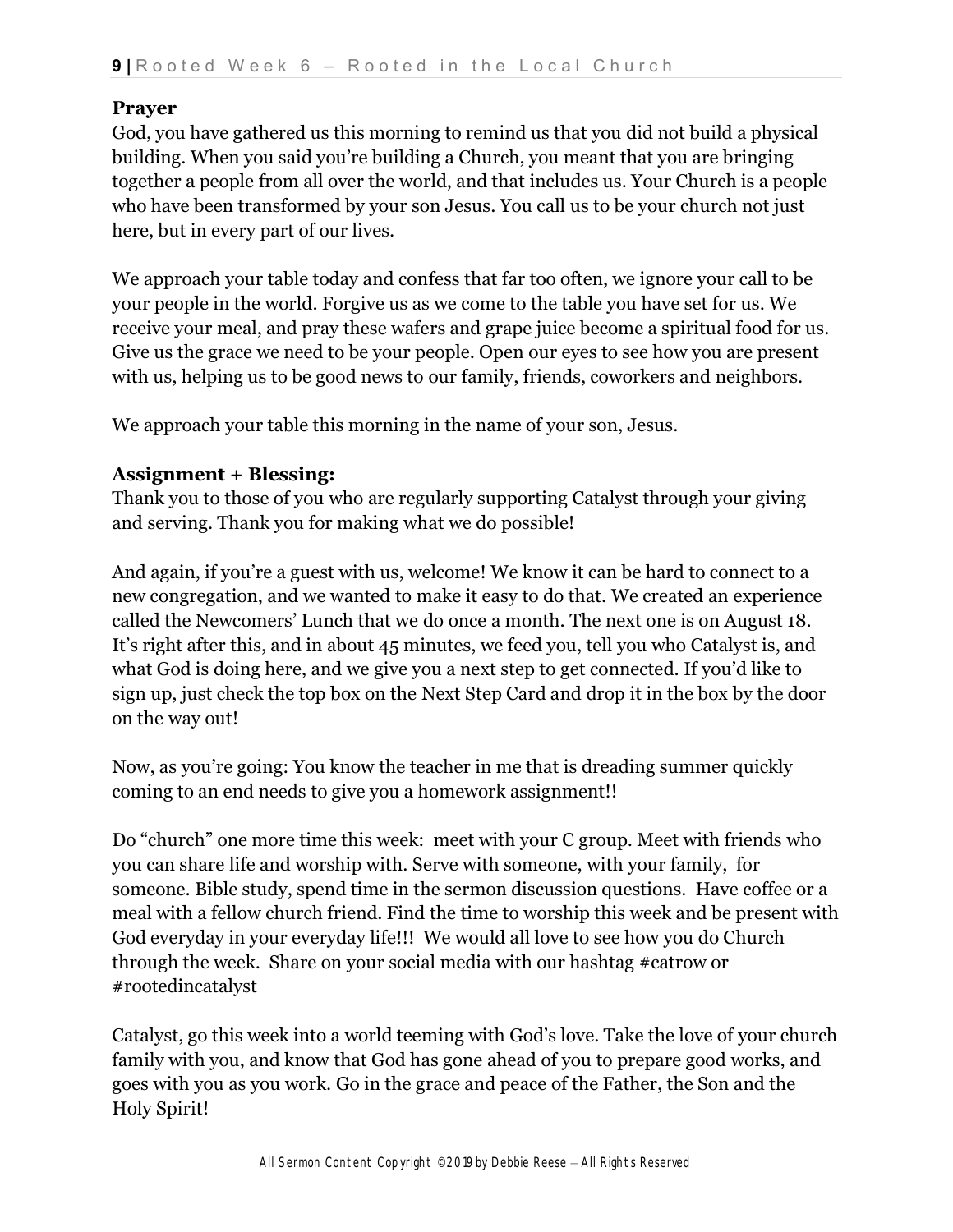**Prayer**

God, you have gathered us this morning to remind us that you did not build a physical building. When you said you're building a Church, you meant that you are bringing together a people from all over the world, and that includes us. Your Church is a people who have been transformed by your son Jesus. You call us to be your church not just here, but in every part of our lives.

We approach your table today and confess that far too often, we ignore your call to be your people in the world. Forgive us as we come to the table you have set for us. We receive your meal, and pray these wafers and grape juice become a spiritual food for us. Give us the grace we need to be your people. Open our eyes to see how you are present with us, helping us to be good news to our family, friends, coworkers and neighbors.

We approach your table this morning in the name of your son, Jesus.

**Assignment + Blessing:**

Thank you to those of you who are regularly supporting Catalyst through your giving and serving. Thank you for making what we do possible!

And again, if you're a guest with us, welcome! We know it can be hard to connect to a new congregation, and we wanted to make it easy to do that. We created an experience called the Newcomers' Lunch that we do once a month. The next one is on August 18. It's right after this, and in about 45 minutes, we feed you, tell you who Catalyst is, and what God is doing here, and we give you a next step to get connected. If you'd like to sign up, just check the top box on the Next Step Card and drop it in the box by the door on the way out!

Now, as you're going: You know the teacher in me that is dreading summer quickly coming to an end needs to give you a homework assignment!!

Do "church" one more time this week: meet with your C group. Meet with friends who you can share life and worship with. Serve with someone, with your family, for someone. Bible study, spend time in the sermon discussion questions. Have coffee or a meal with a fellow church friend. Find the time to worship this week and be present with God everyday in your everyday life!!! We would all love to see how you do Church through the week. Share on your social media with our hashtag #catrow or #rootedincatalyst

Catalyst, go this week into a world teeming with God's love. Take the love of your church family with you, and know that God has gone ahead of you to prepare good works, and goes with you as you work. Go in the grace and peace of the Father, the Son and the Holy Spirit!

All Sermon Content Copyright ©2019 by Debbie Reese – All Rights Reserved